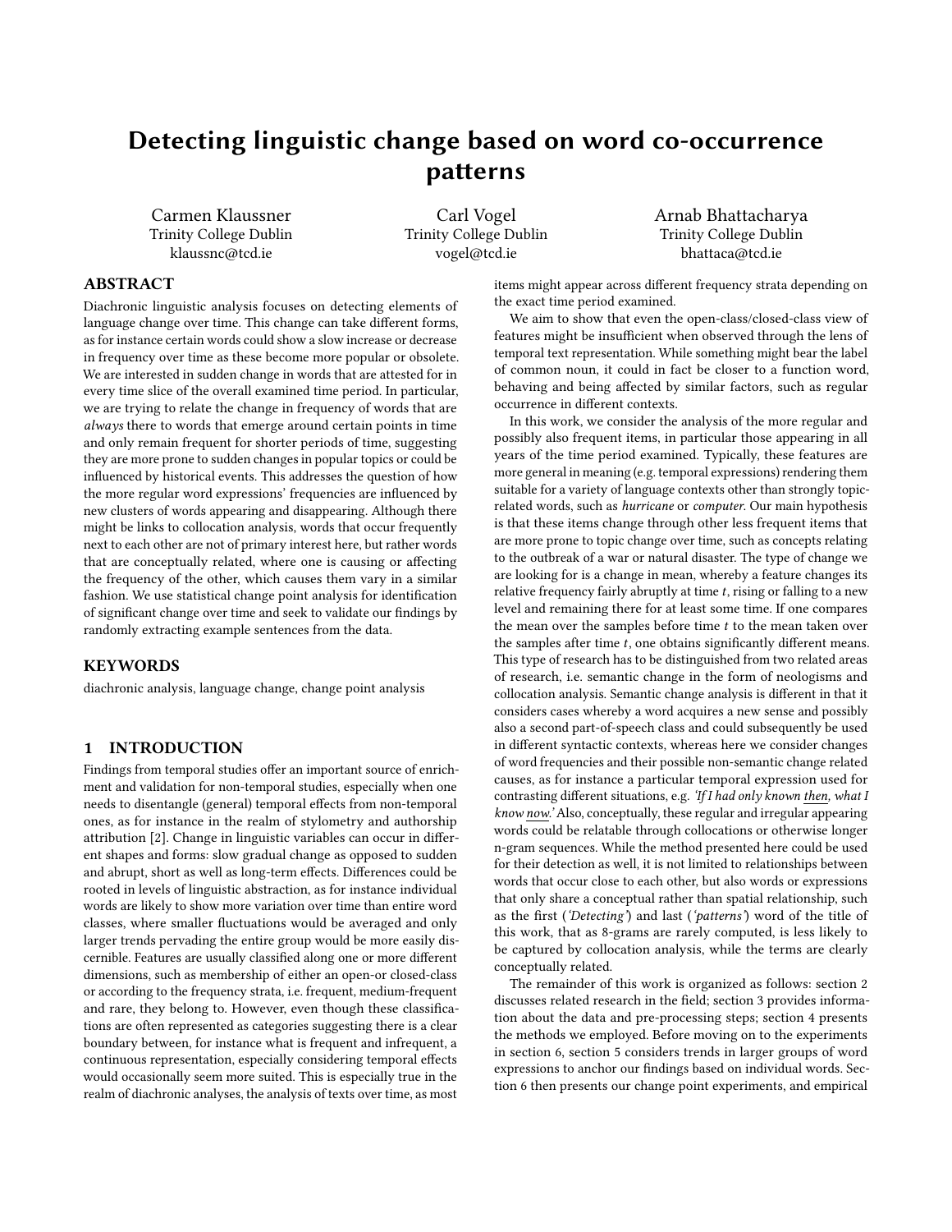# Detecting linguistic change based on word co-occurrence patterns

Carmen Klaussner
Trinity College Dublin
klaussnc@tcd.ie

Carl Vogel
Trinity College Dublin
vogel@tcd.ie

Arnab Bhattacharya
Trinity College Dublin
bhattaca@tcd.ie

## ABSTRACT

Diachronic linguistic analysis focuses on detecting elements of language change over time. This change can take different forms, as for instance certain words could show a slow increase or decrease in frequency over time as these become more popular or obsolete. We are interested in sudden change in words that are attested for in every time slice of the overall examined time period. In particular, we are trying to relate the change in frequency of words that are *always* there to words that emerge around certain points in time and only remain frequent for shorter periods of time, suggesting they are more prone to sudden changes in popular topics or could be influenced by historical events. This addresses the question of how the more regular word expressions' frequencies are influenced by new clusters of words appearing and disappearing. Although there might be links to collocation analysis, words that occur frequently next to each other are not of primary interest here, but rather words that are conceptually related, where one is causing or affecting the frequency of the other, which causes them vary in a similar fashion. We use statistical change point analysis for identification of significant change over time and seek to validate our findings by randomly extracting example sentences from the data.

## KEYWORDS

diachronic analysis, language change, change point analysis

## 1 INTRODUCTION

Findings from temporal studies offer an important source of enrichment and validation for non-temporal studies, especially when one needs to disentangle (general) temporal effects from non-temporal ones, as for instance in the realm of stylometry and authorship attribution [2]. Change in linguistic variables can occur in different shapes and forms: slow gradual change as opposed to sudden and abrupt, short as well as long-term effects. Differences could be rooted in levels of linguistic abstraction, as for instance individual words are likely to show more variation over time than entire word classes, where smaller fluctuations would be averaged and only larger trends pervading the entire group would be more easily discernible. Features are usually classified along one or more different dimensions, such as membership of either an open-or closed-class or according to the frequency strata, i.e. frequent, medium-frequent and rare, they belong to. However, even though these classifications are often represented as categories suggesting there is a clear boundary between, for instance what is frequent and infrequent, a continuous representation, especially considering temporal effects would occasionally seem more suited. This is especially true in the realm of diachronic analyses, the analysis of texts over time, as most items might appear across different frequency strata depending on the exact time period examined.

We aim to show that even the open-class/closed-class view of features might be insufficient when observed through the lens of temporal text representation. While something might bear the label of common noun, it could in fact be closer to a function word, behaving and being affected by similar factors, such as regular occurrence in different contexts.

In this work, we consider the analysis of the more regular and possibly also frequent items, in particular those appearing in all years of the time period examined. Typically, these features are more general in meaning (e.g. temporal expressions) rendering them suitable for a variety of language contexts other than strongly topic-related words, such as *hurricane* or *computer*. Our main hypothesis is that these items change through other less frequent items that are more prone to topic change over time, such as concepts relating to the outbreak of a war or natural disaster. The type of change we are looking for is a change in mean, whereby a feature changes its relative frequency fairly abruptly at time $t$, rising or falling to a new level and remaining there for at least some time. If one compares the mean over the samples before time $t$ to the mean taken over the samples after time $t$, one obtains significantly different means. This type of research has to be distinguished from two related areas of research, i.e. semantic change in the form of neologisms and collocation analysis. Semantic change analysis is different in that it considers cases whereby a word acquires a new sense and possibly also a second part-of-speech class and could subsequently be used in different syntactic contexts, whereas here we consider changes of word frequencies and their possible non-semantic change related causes, as for instance a particular temporal expression used for contrasting different situations, e.g. *'If I had only known <u>then</u>, what I know <u>now</u>.'* Also, conceptually, these regular and irregular appearing words could be relatable through collocations or otherwise longer n-gram sequences. While the method presented here could be used for their detection as well, it is not limited to relationships between words that occur close to each other, but also words or expressions that only share a conceptual rather than spatial relationship, such as the first (*'Detecting'*) and last (*'patterns'*) word of the title of this work, that as 8-grams are rarely computed, is less likely to be captured by collocation analysis, while the terms are clearly conceptually related.

The remainder of this work is organized as follows: section 2 discusses related research in the field; section 3 provides information about the data and pre-processing steps; section 4 presents the methods we employed. Before moving on to the experiments in section 6, section 5 considers trends in larger groups of word expressions to anchor our findings based on individual words. Section 6 then presents our change point experiments, and empirical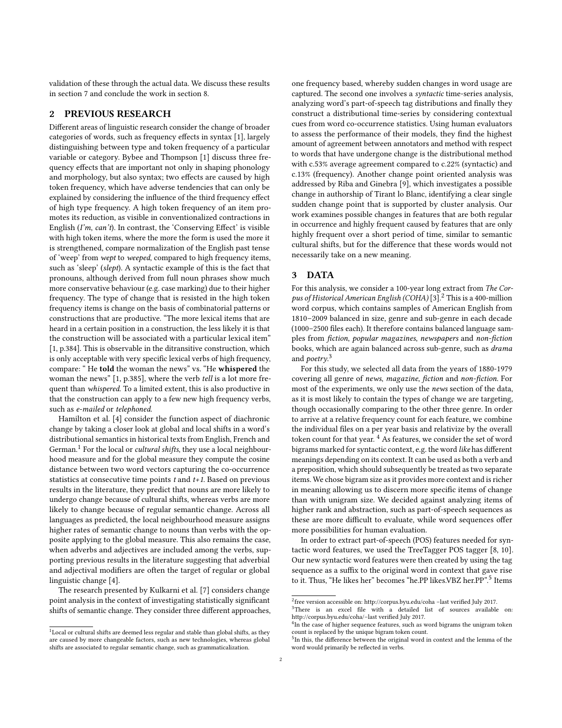validation of these through the actual data. We discuss these results in section 7 and conclude the work in section 8.

## 2 PREVIOUS RESEARCH

Different areas of linguistic research consider the change of broader categories of words, such as frequency effects in syntax [1], largely distinguishing between type and token frequency of a particular variable or category. Bybee and Thompson [1] discuss three frequency effects that are important not only in shaping phonology and morphology, but also syntax; two effects are caused by high token frequency, which have adverse tendencies that can only be explained by considering the influence of the third frequency effect of high type frequency. A high token frequency of an item promotes its reduction, as visible in conventionalized contractions in English (*I'm*, *can't*). In contrast, the 'Conserving Effect' is visible with high token items, where the more the form is used the more it is strengthened, compare normalization of the English past tense of 'weep' from *wept* to *weeped*, compared to high frequency items, such as 'sleep' (*slept*). A syntactic example of this is the fact that pronouns, although derived from full noun phrases show much more conservative behaviour (e.g. case marking) due to their higher frequency. The type of change that is resisted in the high token frequency items is change on the basis of combinatorial patterns or constructions that are productive. "The more lexical items that are heard in a certain position in a construction, the less likely it is that the construction will be associated with a particular lexical item" [1, p.384]. This is observable in the ditransitive construction, which is only acceptable with very specific lexical verbs of high frequency, compare: " He **told** the woman the news" vs. "He **whispered** the woman the news" [1, p.385], where the verb *tell* is a lot more frequent than *whispered*. To a limited extent, this is also productive in that the construction can apply to a few new high frequency verbs, such as *e-mailed* or *telephoned*.

Hamilton et al. [4] consider the function aspect of diachronic change by taking a closer look at global and local shifts in a word's distributional semantics in historical texts from English, French and German.[1] For the local or *cultural shifts*, they use a local neighbourhood measure and for the global measure they compute the cosine distance between two word vectors capturing the co-occurrence statistics at consecutive time points $t$ and $t+1$. Based on previous results in the literature, they predict that nouns are more likely to undergo change because of cultural shifts, whereas verbs are more likely to change because of regular semantic change. Across all languages as predicted, the local neighbourhood measure assigns higher rates of semantic change to nouns than verbs with the opposite applying to the global measure. This also remains the case, when adverbs and adjectives are included among the verbs, supporting previous results in the literature suggesting that adverbial and adjectival modifiers are often the target of regular or global linguistic change [4].

The research presented by Kulkarni et al. [7] considers change point analysis in the context of investigating statistically significant shifts of semantic change. They consider three different approaches, one frequency based, whereby sudden changes in word usage are captured. The second one involves a *syntactic* time-series analysis, analyzing word's part-of-speech tag distributions and finally they construct a distributional time-series by considering contextual cues from word co-occurrence statistics. Using human evaluators to assess the performance of their models, they find the highest amount of agreement between annotators and method with respect to words that have undergone change is the distributional method with c.53% average agreement compared to c.22% (syntactic) and c.13% (frequency). Another change point oriented analysis was addressed by Riba and Ginebra [9], which investigates a possible change in authorship of Tirant lo Blanc, identifying a clear single sudden change point that is supported by cluster analysis. Our work examines possible changes in features that are both regular in occurrence and highly frequent caused by features that are only highly frequent over a short period of time, similar to semantic cultural shifts, but for the difference that these words would not necessarily take on a new meaning.

## 3 DATA

For this analysis, we consider a 100-year long extract from *The Corpus of Historical American English (COHA)* [3].[2] This is a 400-million word corpus, which contains samples of American English from 1810–2009 balanced in size, genre and sub-genre in each decade (1000–2500 files each). It therefore contains balanced language samples from *fiction*, *popular magazines*, *newspapers* and *non-fiction* books, which are again balanced across sub-genre, such as *drama* and *poetry*.[3]

For this study, we selected all data from the years of 1880-1979 covering all genre of *news*, *magazine*, *fiction* and *non-fiction*. For most of the experiments, we only use the *news* section of the data, as it is most likely to contain the types of change we are targeting, though occasionally comparing to the other three genre. In order to arrive at a relative frequency count for each feature, we combine the individual files on a per year basis and relativize by the overall token count for that year. [4] As features, we consider the set of word bigrams marked for syntactic context, e.g. the word *like* has different meanings depending on its context. It can be used as both a verb and a preposition, which should subsequently be treated as two separate items. We chose bigram size as it provides more context and is richer in meaning allowing us to discern more specific items of change than with unigram size. We decided against analyzing items of higher rank and abstraction, such as part-of-speech sequences as these are more difficult to evaluate, while word sequences offer more possibilities for human evaluation.

In order to extract part-of-speech (POS) features needed for syntactic word features, we used the TreeTagger POS tagger [8, 10]. Our new syntactic word features were then created by using the tag sequence as a suffix to the original word in context that gave rise to it. Thus, "He likes her" becomes "he.PP likes.VBZ her.PP".[5] Items

---

[1] Local or cultural shifts are deemed less regular and stable than global shifts, as they are caused by more changeable factors, such as new technologies, whereas global shifts are associated to regular semantic change, such as grammaticalization.

[2] free version accessible on: http://corpus.byu.edu/coha –last verified July 2017.

[3] There is an excel file with a detailed list of sources available on: http://corpus.byu.edu/coha/–last verified July 2017.

[4] In the case of higher sequence features, such as word bigrams the unigram token count is replaced by the unique bigram token count.

[5] In this, the difference between the original word in context and the lemma of the word would primarily be reflected in verbs.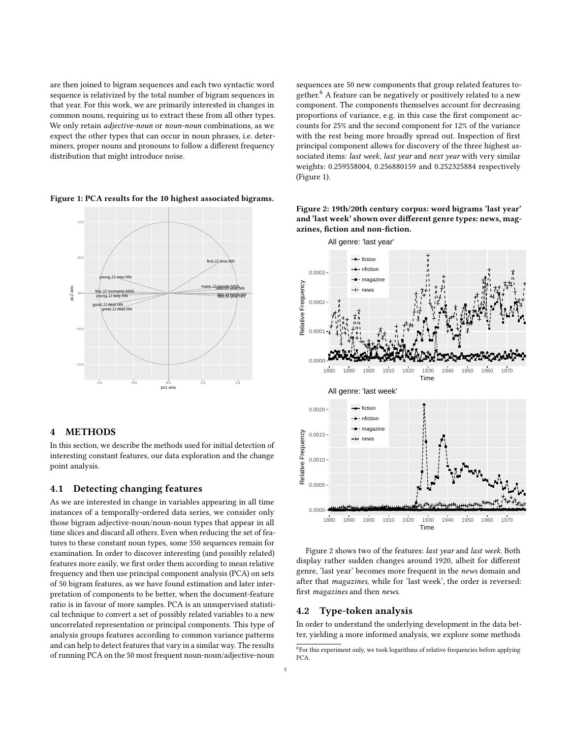are then joined to bigram sequences and each two syntactic word sequence is relativized by the total number of bigram sequences in that year. For this work, we are primarily interested in changes in common nouns, requiring us to extract these from all other types. We only retain *adjective-noun* or *noun-noun* combinations, as we expect the other types that can occur in noun phrases, i.e. determiners, proper nouns and pronouns to follow a different frequency distribution that might introduce noise.

**Figure 1: PCA results for the 10 highest associated bigrams.**

## 4 METHODS

In this section, we describe the methods used for initial detection of interesting constant features, our data exploration and the change point analysis.

### 4.1 Detecting changing features

As we are interested in change in variables appearing in all time instances of a temporally-ordered data series, we consider only those bigram adjective-noun/noun-noun types that appear in all time slices and discard all others. Even when reducing the set of features to these constant noun types, some 350 sequences remain for examination. In order to discover interesting (and possibly related) features more easily, we first order them according to mean relative frequency and then use principal component analysis (PCA) on sets of 50 bigram features, as we have found estimation and later interpretation of components to be better, when the document-feature ratio is in favour of more samples. PCA is an unsupervised statistical technique to convert a set of possibly related variables to a new uncorrelated representation or principal components. This type of analysis groups features according to common variance patterns and can help to detect features that vary in a similar way. The results of running PCA on the 50 most frequent noun-noun/adjective-noun sequences are 50 new components that group related features together.[6] A feature can be negatively or positively related to a new component. The components themselves account for decreasing proportions of variance, e.g. in this case the first component accounts for 25% and the second component for 12% of the variance with the rest being more broadly spread out. Inspection of first principal component allows for discovery of the three highest associated items: *last week*, *last year* and *next year* with very similar weights: 0.259558004, 0.256880159 and 0.252325884 respectively (Figure 1).

**Figure 2: 19th/20th century corpus: word bigrams 'last year' and 'last week' shown over different genre types: news, magazines, fiction and non-fiction.**

Figure 2 shows two of the features: *last year* and *last week*. Both display rather sudden changes around 1920, albeit for different genre, 'last year' becomes more frequent in the *news* domain and after that *magazines*, while for 'last week', the order is reversed: first *magazines* and then *news*.

### 4.2 Type-token analysis

In order to understand the underlying development in the data better, yielding a more informed analysis, we explore some methods

[6] For this experiment only, we took logarithms of relative frequencies before applying PCA.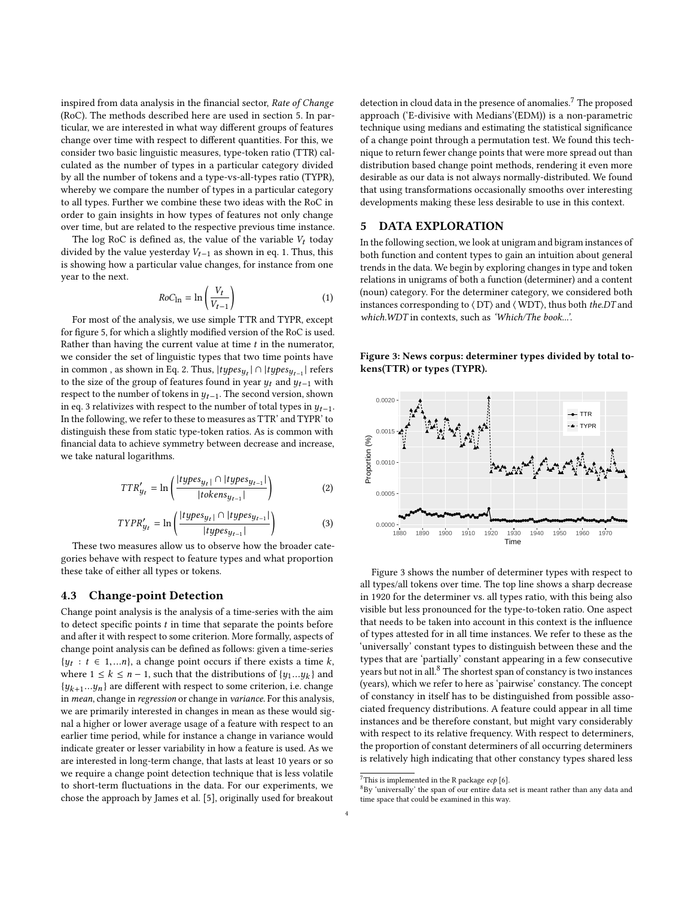inspired from data analysis in the financial sector, *Rate of Change* (RoC). The methods described here are used in section 5. In particular, we are interested in what way different groups of features change over time with respect to different quantities. For this, we consider two basic linguistic measures, type-token ratio (TTR) calculated as the number of types in a particular category divided by all the number of tokens and a type-vs-all-types ratio (TYPR), whereby we compare the number of types in a particular category to all types. Further we combine these two ideas with the RoC in order to gain insights in how types of features not only change over time, but are related to the respective previous time instance.

The log RoC is defined as, the value of the variable $V_t$ today divided by the value yesterday $V_{t-1}$ as shown in eq. 1. Thus, this is showing how a particular value changes, for instance from one year to the next.

$$RoC_{\ln} = \ln\left(\frac{V_t}{V_{t-1}}\right) \tag{1}$$

For most of the analysis, we use simple TTR and TYPR, except for figure 5, for which a slightly modified version of the RoC is used. Rather than having the current value at time $t$ in the numerator, we consider the set of linguistic types that two time points have in common , as shown in Eq. 2. Thus, $|types_{y_t}| \cap |types_{y_{t-1}}|$ refers to the size of the group of features found in year $y_t$ and $y_{t-1}$ with respect to the number of tokens in $y_{t-1}$. The second version, shown in eq. 3 relativizes with respect to the number of total types in $y_{t-1}$. In the following, we refer to these to measures as TTR' and TYPR' to distinguish these from static type-token ratios. As is common with financial data to achieve symmetry between decrease and increase, we take natural logarithms.

$$TTR'_{y_t} = \ln\left(\frac{|types_{y_t}| \cap |types_{y_{t-1}}|}{|tokens_{y_{t-1}}|}\right) \tag{2}$$

$$TYPR'_{y_t} = \ln\left(\frac{|types_{y_t}| \cap |types_{y_{t-1}}|}{|types_{y_{t-1}}|}\right) \tag{3}$$

These two measures allow us to observe how the broader categories behave with respect to feature types and what proportion these take of either all types or tokens.

### 4.3 Change-point Detection

Change point analysis is the analysis of a time-series with the aim to detect specific points $t$ in time that separate the points before and after it with respect to some criterion. More formally, aspects of change point analysis can be defined as follows: given a time-series $\{y_t : t \in 1, \ldots n\}$, a change point occurs if there exists a time $k$, where $1 \leq k \leq n-1$, such that the distributions of $\{y_1 \ldots y_k\}$ and $\{y_{k+1} \ldots y_n\}$ are different with respect to some criterion, i.e. change in *mean*, change in *regression* or change in *variance*. For this analysis, we are primarily interested in changes in mean as these would signal a higher or lower average usage of a feature with respect to an earlier time period, while for instance a change in variance would indicate greater or lesser variability in how a feature is used. As we are interested in long-term change, that lasts at least 10 years or so we require a change point detection technique that is less volatile to short-term fluctuations in the data. For our experiments, we chose the approach by James et al. [5], originally used for breakout detection in cloud data in the presence of anomalies.[7] The proposed approach ('E-divisive with Medians'(EDM)) is a non-parametric technique using medians and estimating the statistical significance of a change point through a permutation test. We found this technique to return fewer change points that were more spread out than distribution based change point methods, rendering it even more desirable as our data is not always normally-distributed. We found that using transformations occasionally smooths over interesting developments making these less desirable to use in this context.

## 5 DATA EXPLORATION

In the following section, we look at unigram and bigram instances of both function and content types to gain an intuition about general trends in the data. We begin by exploring changes in type and token relations in unigrams of both a function (determiner) and a content (noun) category. For the determiner category, we considered both instances corresponding to ⟨DT⟩ and ⟨WDT⟩, thus both *the.DT* and *which.WDT* in contexts, such as *'Which/The book...'*.

**Figure 3: News corpus: determiner types divided by total tokens(TTR) or types (TYPR).**

Figure 3 shows the number of determiner types with respect to all types/all tokens over time. The top line shows a sharp decrease in 1920 for the determiner vs. all types ratio, with this being also visible but less pronounced for the type-to-token ratio. One aspect that needs to be taken into account in this context is the influence of types attested for in all time instances. We refer to these as the 'universally' constant types to distinguish between these and the types that are 'partially' constant appearing in a few consecutive years but not in all.[8] The shortest span of constancy is two instances (years), which we refer to here as 'pairwise' constancy. The concept of constancy in itself has to be distinguished from possible associated frequency distributions. A feature could appear in all time instances and be therefore constant, but might vary considerably with respect to its relative frequency. With respect to determiners, the proportion of constant determiners of all occurring determiners is relatively high indicating that other constancy types shared less

[7] This is implemented in the R package *ecp* [6].

[8] By 'universally' the span of our entire data set is meant rather than any data and time space that could be examined in this way.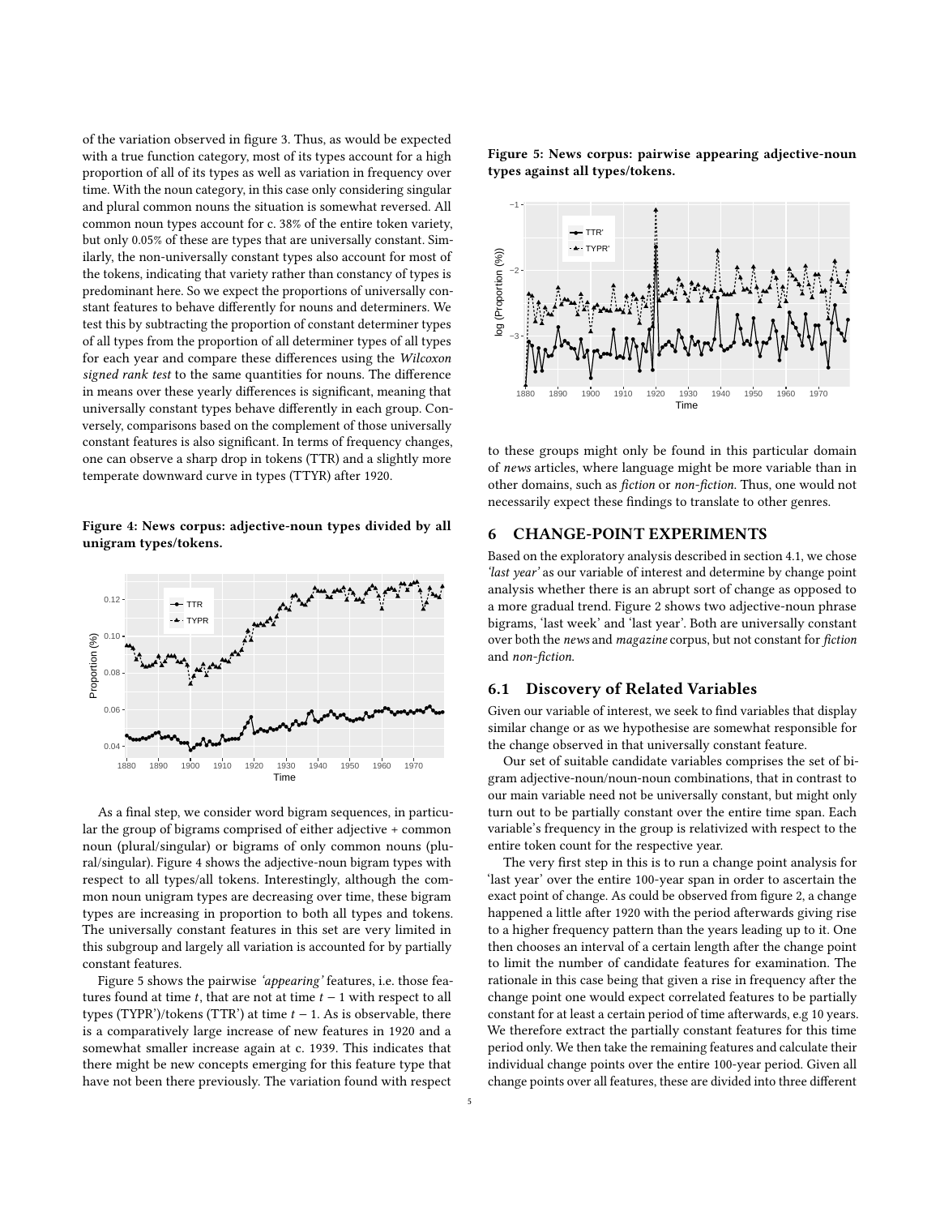of the variation observed in figure 3. Thus, as would be expected with a true function category, most of its types account for a high proportion of all of its types as well as variation in frequency over time. With the noun category, in this case only considering singular and plural common nouns the situation is somewhat reversed. All common noun types account for c. 38% of the entire token variety, but only 0.05% of these are types that are universally constant. Similarly, the non-universally constant types also account for most of the tokens, indicating that variety rather than constancy of types is predominant here. So we expect the proportions of universally constant features to behave differently for nouns and determiners. We test this by subtracting the proportion of constant determiner types of all types from the proportion of all determiner types of all types for each year and compare these differences using the *Wilcoxon signed rank test* to the same quantities for nouns. The difference in means over these yearly differences is significant, meaning that universally constant types behave differently in each group. Conversely, comparisons based on the complement of those universally constant features is also significant. In terms of frequency changes, one can observe a sharp drop in tokens (TTR) and a slightly more temperate downward curve in types (TTYR) after 1920.

**Figure 4: News corpus: adjective-noun types divided by all unigram types/tokens.**

As a final step, we consider word bigram sequences, in particular the group of bigrams comprised of either adjective + common noun (plural/singular) or bigrams of only common nouns (plural/singular). Figure 4 shows the adjective-noun bigram types with respect to all types/all tokens. Interestingly, although the common noun unigram types are decreasing over time, these bigram types are increasing in proportion to both all types and tokens. The universally constant features in this set are very limited in this subgroup and largely all variation is accounted for by partially constant features.

Figure 5 shows the pairwise *'appearing'* features, i.e. those features found at time $t$, that are not at time $t-1$ with respect to all types (TYPR')/tokens (TTR') at time $t-1$. As is observable, there is a comparatively large increase of new features in 1920 and a somewhat smaller increase again at c. 1939. This indicates that there might be new concepts emerging for this feature type that have not been there previously. The variation found with respect

**Figure 5: News corpus: pairwise appearing adjective-noun types against all types/tokens.**

to these groups might only be found in this particular domain of *news* articles, where language might be more variable than in other domains, such as *fiction* or *non-fiction*. Thus, one would not necessarily expect these findings to translate to other genres.

## 6 CHANGE-POINT EXPERIMENTS

Based on the exploratory analysis described in section 4.1, we chose *'last year'* as our variable of interest and determine by change point analysis whether there is an abrupt sort of change as opposed to a more gradual trend. Figure 2 shows two adjective-noun phrase bigrams, 'last week' and 'last year'. Both are universally constant over both the *news* and *magazine* corpus, but not constant for *fiction* and *non-fiction*.

### 6.1 Discovery of Related Variables

Given our variable of interest, we seek to find variables that display similar change or as we hypothesise are somewhat responsible for the change observed in that universally constant feature.

Our set of suitable candidate variables comprises the set of bigram adjective-noun/noun-noun combinations, that in contrast to our main variable need not be universally constant, but might only turn out to be partially constant over the entire time span. Each variable's frequency in the group is relativized with respect to the entire token count for the respective year.

The very first step in this is to run a change point analysis for 'last year' over the entire 100-year span in order to ascertain the exact point of change. As could be observed from figure 2, a change happened a little after 1920 with the period afterwards giving rise to a higher frequency pattern than the years leading up to it. One then chooses an interval of a certain length after the change point to limit the number of candidate features for examination. The rationale in this case being that given a rise in frequency after the change point one would expect correlated features to be partially constant for at least a certain period of time afterwards, e.g 10 years. We therefore extract the partially constant features for this time period only. We then take the remaining features and calculate their individual change points over the entire 100-year period. Given all change points over all features, these are divided into three different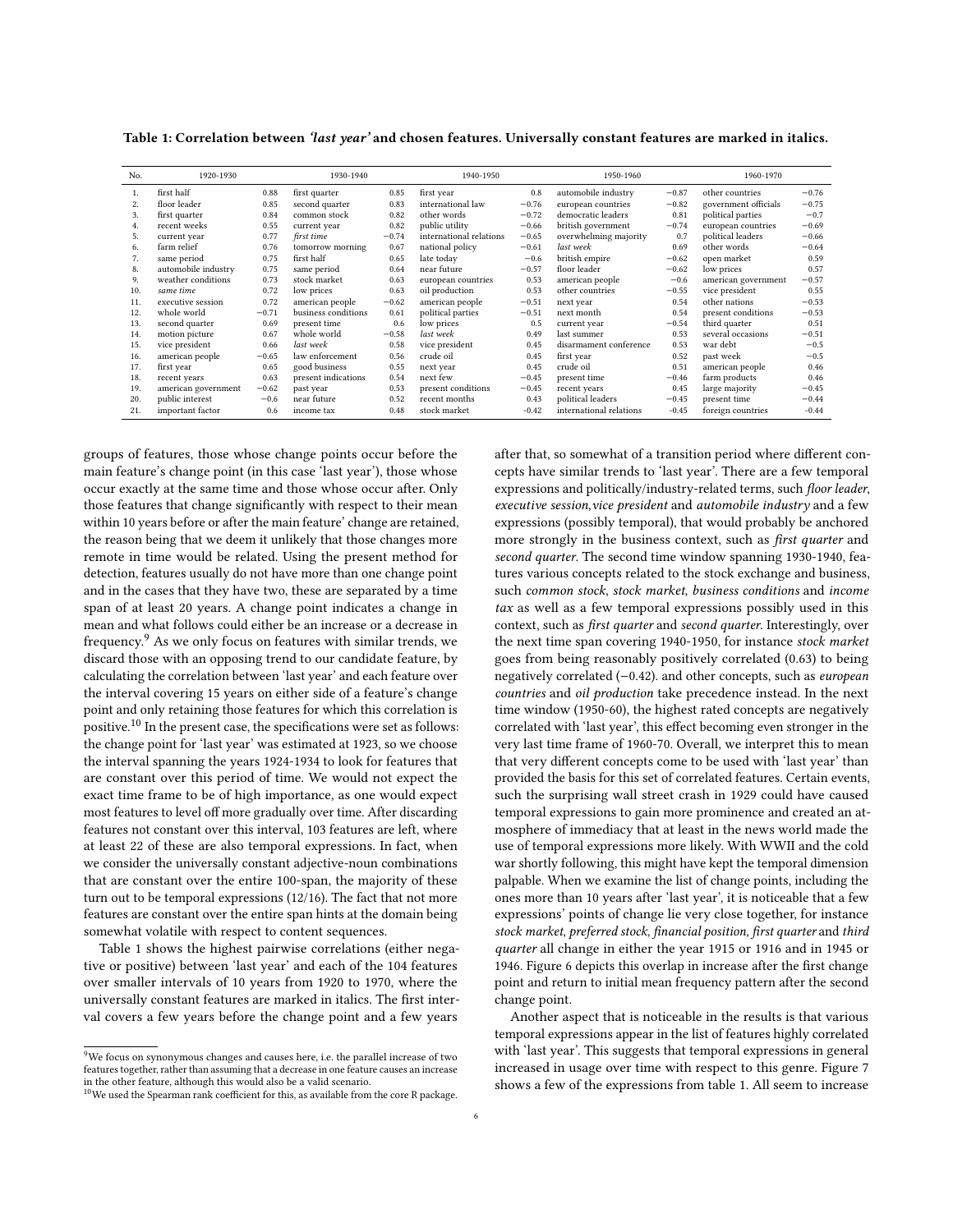**Table 1: Correlation between *'last year'* and chosen features. Universally constant features are marked in italics.**

| No. | 1920-1930 | | 1930-1940 | | 1940-1950 | | 1950-1960 | | 1960-1970 | |
|---|---|---|---|---|---|---|---|---|---|---|
| 1. | first half | 0.88 | first quarter | 0.85 | first year | 0.8 | automobile industry | −0.87 | other countries | −0.76 |
| 2. | floor leader | 0.85 | second quarter | 0.83 | international law | −0.76 | european countries | −0.82 | government officials | −0.75 |
| 3. | first quarter | 0.84 | common stock | 0.82 | other words | −0.72 | democratic leaders | 0.81 | political parties | −0.7 |
| 4. | recent weeks | 0.55 | current year | 0.82 | public utility | −0.66 | british government | −0.74 | european countries | −0.69 |
| 5. | current year | 0.77 | *first time* | −0.74 | international relations | −0.65 | overwhelming majority | 0.7 | political leaders | −0.66 |
| 6. | farm relief | 0.76 | tomorrow morning | 0.67 | national policy | −0.61 | *last week* | 0.69 | other words | −0.64 |
| 7. | same period | 0.75 | first half | 0.65 | late today | −0.6 | british empire | −0.62 | open market | 0.59 |
| 8. | automobile industry | 0.75 | same period | 0.64 | near future | −0.57 | floor leader | −0.62 | low prices | 0.57 |
| 9. | weather conditions | 0.73 | stock market | 0.63 | european countries | 0.53 | american people | −0.6 | american government | −0.57 |
| 10. | *same time* | 0.72 | low prices | 0.63 | oil production | 0.53 | other countries | −0.55 | vice president | 0.55 |
| 11. | executive session | 0.72 | american people | −0.62 | american people | −0.51 | next year | 0.54 | other nations | −0.53 |
| 12. | whole world | −0.71 | business conditions | 0.61 | political parties | −0.51 | next month | 0.54 | present conditions | −0.53 |
| 13. | second quarter | 0.69 | present time | 0.6 | low prices | 0.5 | current year | −0.54 | third quarter | 0.51 |
| 14. | motion picture | 0.67 | whole world | −0.58 | *last week* | 0.49 | last summer | 0.53 | several occasions | −0.51 |
| 15. | vice president | 0.66 | *last week* | 0.58 | vice president | 0.45 | disarmament conference | 0.53 | war debt | −0.5 |
| 16. | american people | −0.65 | law enforcement | 0.56 | crude oil | 0.45 | first year | 0.52 | past week | −0.5 |
| 17. | first year | 0.65 | good business | 0.55 | next year | 0.45 | crude oil | 0.51 | american people | 0.46 |
| 18. | recent years | 0.63 | present indications | 0.54 | next few | −0.45 | present time | −0.46 | farm products | 0.46 |
| 19. | american government | −0.62 | past year | 0.53 | present conditions | −0.45 | recent years | 0.45 | large majority | −0.45 |
| 20. | public interest | −0.6 | near future | 0.52 | recent months | 0.43 | political leaders | −0.45 | present time | −0.44 |
| 21. | important factor | 0.6 | income tax | 0.48 | stock market | -0.42 | international relations | -0.45 | foreign countries | -0.44 |

groups of features, those whose change points occur before the main feature's change point (in this case 'last year'), those whose occur exactly at the same time and those whose occur after. Only those features that change significantly with respect to their mean within 10 years before or after the main feature' change are retained, the reason being that we deem it unlikely that those changes more remote in time would be related. Using the present method for detection, features usually do not have more than one change point and in the cases that they have two, these are separated by a time span of at least 20 years. A change point indicates a change in mean and what follows could either be an increase or a decrease in frequency.[9] As we only focus on features with similar trends, we discard those with an opposing trend to our candidate feature, by calculating the correlation between 'last year' and each feature over the interval covering 15 years on either side of a feature's change point and only retaining those features for which this correlation is positive.[10] In the present case, the specifications were set as follows: the change point for 'last year' was estimated at 1923, so we choose the interval spanning the years 1924-1934 to look for features that are constant over this period of time. We would not expect the exact time frame to be of high importance, as one would expect most features to level off more gradually over time. After discarding features not constant over this interval, 103 features are left, where at least 22 of these are also temporal expressions. In fact, when we consider the universally constant adjective-noun combinations that are constant over the entire 100-span, the majority of these turn out to be temporal expressions (12/16). The fact that not more features are constant over the entire span hints at the domain being somewhat volatile with respect to content sequences.

Table 1 shows the highest pairwise correlations (either negative or positive) between 'last year' and each of the 104 features over smaller intervals of 10 years from 1920 to 1970, where the universally constant features are marked in italics. The first interval covers a few years before the change point and a few years after that, so somewhat of a transition period where different concepts have similar trends to 'last year'. There are a few temporal expressions and politically/industry-related terms, such *floor leader*, *executive session*,*vice president* and *automobile industry* and a few expressions (possibly temporal), that would probably be anchored more strongly in the business context, such as *first quarter* and *second quarter*. The second time window spanning 1930-1940, features various concepts related to the stock exchange and business, such *common stock*, *stock market*, *business conditions* and *income tax* as well as a few temporal expressions possibly used in this context, such as *first quarter* and *second quarter*. Interestingly, over the next time span covering 1940-1950, for instance *stock market* goes from being reasonably positively correlated (0.63) to being negatively correlated (−0.42). and other concepts, such as *european countries* and *oil production* take precedence instead. In the next time window (1950-60), the highest rated concepts are negatively correlated with 'last year', this effect becoming even stronger in the very last time frame of 1960-70. Overall, we interpret this to mean that very different concepts come to be used with 'last year' than provided the basis for this set of correlated features. Certain events, such the surprising wall street crash in 1929 could have caused temporal expressions to gain more prominence and created an atmosphere of immediacy that at least in the news world made the use of temporal expressions more likely. With WWII and the cold war shortly following, this might have kept the temporal dimension palpable. When we examine the list of change points, including the ones more than 10 years after 'last year', it is noticeable that a few expressions' points of change lie very close together, for instance *stock market*, *preferred stock*, *financial position*, *first quarter* and *third quarter* all change in either the year 1915 or 1916 and in 1945 or 1946. Figure 6 depicts this overlap in increase after the first change point and return to initial mean frequency pattern after the second change point.

Another aspect that is noticeable in the results is that various temporal expressions appear in the list of features highly correlated with 'last year'. This suggests that temporal expressions in general increased in usage over time with respect to this genre. Figure 7 shows a few of the expressions from table 1. All seem to increase

[9] We focus on synonymous changes and causes here, i.e. the parallel increase of two features together, rather than assuming that a decrease in one feature causes an increase in the other feature, although this would also be a valid scenario.

[10] We used the Spearman rank coefficient for this, as available from the core R package.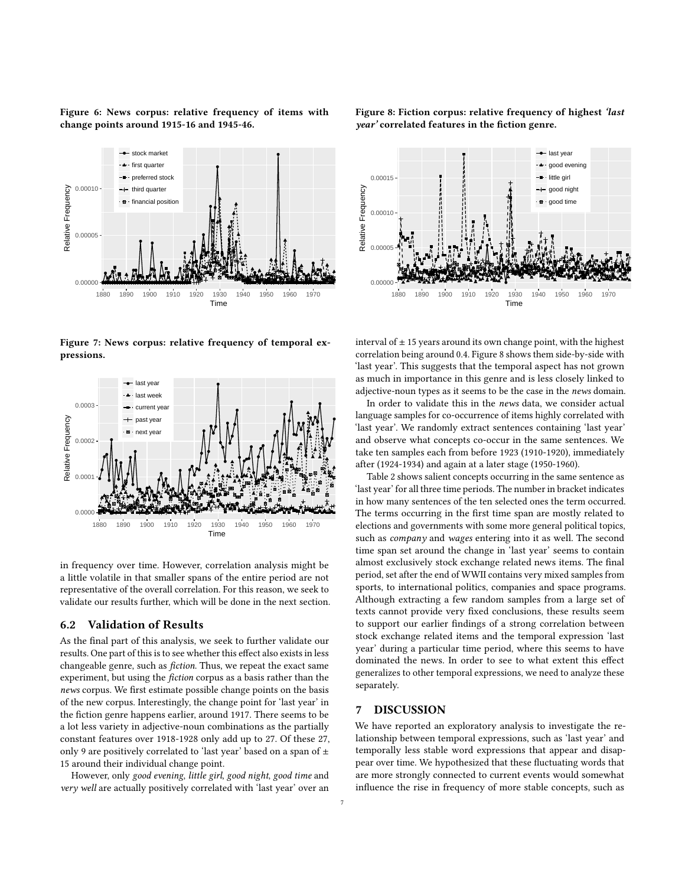Figure 6: News corpus: relative frequency of items with change points around 1915-16 and 1945-46.

Figure 7: News corpus: relative frequency of temporal expressions.

in frequency over time. However, correlation analysis might be a little volatile in that smaller spans of the entire period are not representative of the overall correlation. For this reason, we seek to validate our results further, which will be done in the next section.

## 6.2 Validation of Results

As the final part of this analysis, we seek to further validate our results. One part of this is to see whether this effect also exists in less changeable genre, such as *fiction*. Thus, we repeat the exact same experiment, but using the *fiction* corpus as a basis rather than the *news* corpus. We first estimate possible change points on the basis of the new corpus. Interestingly, the change point for 'last year' in the fiction genre happens earlier, around 1917. There seems to be a lot less variety in adjective-noun combinations as the partially constant features over 1918-1928 only add up to 27. Of these 27, only 9 are positively correlated to 'last year' based on a span of ± 15 around their individual change point.

However, only *good evening*, *little girl*, *good night*, *good time* and *very well* are actually positively correlated with 'last year' over an

Figure 8: Fiction corpus: relative frequency of highest *'last year'* correlated features in the fiction genre.

interval of ± 15 years around its own change point, with the highest correlation being around 0.4. Figure 8 shows them side-by-side with 'last year'. This suggests that the temporal aspect has not grown as much in importance in this genre and is less closely linked to adjective-noun types as it seems to be the case in the *news* domain.

In order to validate this in the *news* data, we consider actual language samples for co-occurrence of items highly correlated with 'last year'. We randomly extract sentences containing 'last year' and observe what concepts co-occur in the same sentences. We take ten samples each from before 1923 (1910-1920), immediately after (1924-1934) and again at a later stage (1950-1960).

Table 2 shows salient concepts occurring in the same sentence as 'last year' for all three time periods. The number in bracket indicates in how many sentences of the ten selected ones the term occurred. The terms occurring in the first time span are mostly related to elections and governments with some more general political topics, such as *company* and *wages* entering into it as well. The second time span set around the change in 'last year' seems to contain almost exclusively stock exchange related news items. The final period, set after the end of WWII contains very mixed samples from sports, to international politics, companies and space programs. Although extracting a few random samples from a large set of texts cannot provide very fixed conclusions, these results seem to support our earlier findings of a strong correlation between stock exchange related items and the temporal expression 'last year' during a particular time period, where this seems to have dominated the news. In order to see to what extent this effect generalizes to other temporal expressions, we need to analyze these separately.

# 7 DISCUSSION

We have reported an exploratory analysis to investigate the relationship between temporal expressions, such as 'last year' and temporally less stable word expressions that appear and disappear over time. We hypothesized that these fluctuating words that are more strongly connected to current events would somewhat influence the rise in frequency of more stable concepts, such as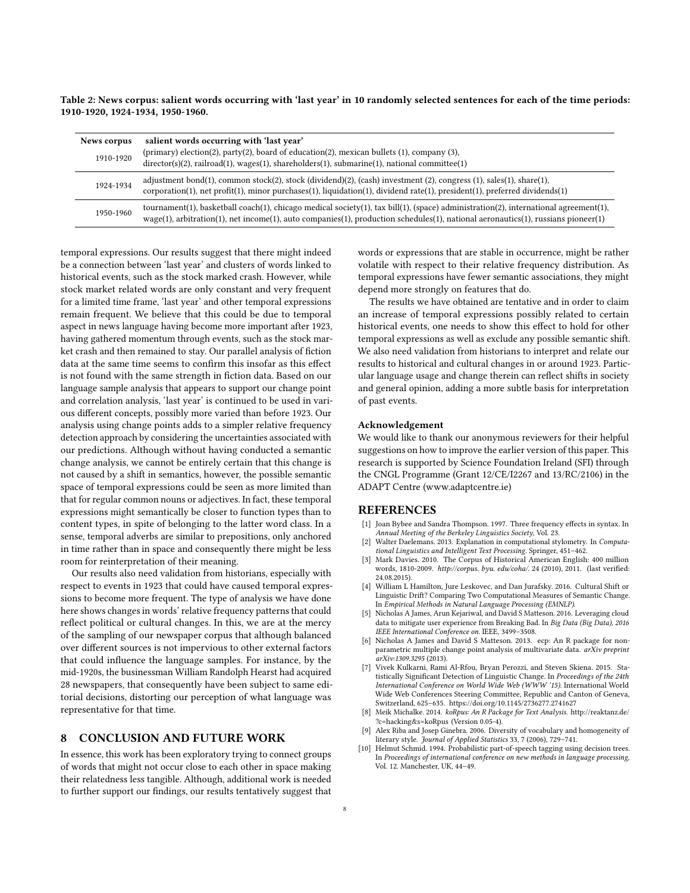**Table 2: News corpus: salient words occurring with 'last year' in 10 randomly selected sentences for each of the time periods: 1910-1920, 1924-1934, 1950-1960.**

| News corpus | salient words occurring with 'last year' |
|---|---|
| 1910-1920 | (primary) election(2), party(2), board of education(2), mexican bullets (1), company (3), director(s)(2), railroad(1), wages(1), shareholders(1), submarine(1), national committee(1) |
| 1924-1934 | adjustment bond(1), common stock(2), stock (dividend)(2), (cash) investment (2), congress (1), sales(1), share(1), corporation(1), net profit(1), minor purchases(1), liquidation(1), dividend rate(1), president(1), preferred dividends(1) |
| 1950-1960 | tournament(1), basketball coach(1), chicago medical society(1), tax bill(1), (space) administration(2), international agreement(1), wage(1), arbitration(1), net income(1), auto companies(1), production schedules(1), national aeronautics(1), russians pioneer(1) |

temporal expressions. Our results suggest that there might indeed be a connection between 'last year' and clusters of words linked to historical events, such as the stock marked crash. However, while stock market related words are only constant and very frequent for a limited time frame, 'last year' and other temporal expressions remain frequent. We believe that this could be due to temporal aspect in news language having become more important after 1923, having gathered momentum through events, such as the stock market crash and then remained to stay. Our parallel analysis of fiction data at the same time seems to confirm this insofar as this effect is not found with the same strength in fiction data. Based on our language sample analysis that appears to support our change point and correlation analysis, 'last year' is continued to be used in various different concepts, possibly more varied than before 1923. Our analysis using change points adds to a simpler relative frequency detection approach by considering the uncertainties associated with our predictions. Although without having conducted a semantic change analysis, we cannot be entirely certain that this change is not caused by a shift in semantics, however, the possible semantic space of temporal expressions could be seen as more limited than that for regular common nouns or adjectives. In fact, these temporal expressions might semantically be closer to function types than to content types, in spite of belonging to the latter word class. In a sense, temporal adverbs are similar to prepositions, only anchored in time rather than in space and consequently there might be less room for reinterpretation of their meaning.

Our results also need validation from historians, especially with respect to events in 1923 that could have caused temporal expressions to become more frequent. The type of analysis we have done here shows changes in words' relative frequency patterns that could reflect political or cultural changes. In this, we are at the mercy of the sampling of our newspaper corpus that although balanced over different sources is not impervious to other external factors that could influence the language samples. For instance, by the mid-1920s, the businessman William Randolph Hearst had acquired 28 newspapers, that consequently have been subject to same editorial decisions, distorting our perception of what language was representative for that time.

## 8 CONCLUSION AND FUTURE WORK

In essence, this work has been exploratory trying to connect groups of words that might not occur close to each other in space making their relatedness less tangible. Although, additional work is needed to further support our findings, our results tentatively suggest that words or expressions that are stable in occurrence, might be rather volatile with respect to their relative frequency distribution. As temporal expressions have fewer semantic associations, they might depend more strongly on features that do.

The results we have obtained are tentative and in order to claim an increase of temporal expressions possibly related to certain historical events, one needs to show this effect to hold for other temporal expressions as well as exclude any possible semantic shift. We also need validation from historians to interpret and relate our results to historical and cultural changes in or around 1923. Particular language usage and change therein can reflect shifts in society and general opinion, adding a more subtle basis for interpretation of past events.

### Acknowledgement

We would like to thank our anonymous reviewers for their helpful suggestions on how to improve the earlier version of this paper. This research is supported by Science Foundation Ireland (SFI) through the CNGL Programme (Grant 12/CE/I2267 and 13/RC/2106) in the ADAPT Centre (www.adaptcentre.ie)

## REFERENCES

[1] Joan Bybee and Sandra Thompson. 1997. Three frequency effects in syntax. In *Annual Meeting of the Berkeley Linguistics Society*, Vol. 23.

[2] Walter Daelemans. 2013. Explanation in computational stylometry. In *Computational Linguistics and Intelligent Text Processing*. Springer, 451–462.

[3] Mark Davies. 2010. The Corpus of Historical American English: 400 million words, 1810-2009. *http://corpus. byu. edu/coha/*. 24 (2010), 2011. (last verified: 24.08.2015).

[4] William L Hamilton, Jure Leskovec, and Dan Jurafsky. 2016. Cultural Shift or Linguistic Drift? Comparing Two Computational Measures of Semantic Change. In *Empirical Methods in Natural Language Processing (EMNLP)*.

[5] Nicholas A James, Arun Kejariwal, and David S Matteson. 2016. Leveraging cloud data to mitigate user experience from Breaking Bad. In *Big Data (Big Data), 2016 IEEE International Conference on*. IEEE, 3499–3508.

[6] Nicholas A James and David S Matteson. 2013. ecp: An R package for nonparametric multiple change point analysis of multivariate data. *arXiv preprint arXiv:1309.3295* (2013).

[7] Vivek Kulkarni, Rami Al-Rfou, Bryan Perozzi, and Steven Skiena. 2015. Statistically Significant Detection of Linguistic Change. In *Proceedings of the 24th International Conference on World Wide Web (WWW '15)*. International World Wide Web Conferences Steering Committee, Republic and Canton of Geneva, Switzerland, 625–635. https://doi.org/10.1145/2736277.2741627

[8] Meik Michalke. 2014. *koRpus: An R Package for Text Analysis*. http://reaktanz.de/?c=hacking&s=koRpus (Version 0.05-4).

[9] Alex Riba and Josep Ginebra. 2006. Diversity of vocabulary and homogeneity of literary style. *Journal of Applied Statistics* 33, 7 (2006), 729–741.

[10] Helmut Schmid. 1994. Probabilistic part-of-speech tagging using decision trees. In *Proceedings of international conference on new methods in language processing*, Vol. 12. Manchester, UK, 44–49.